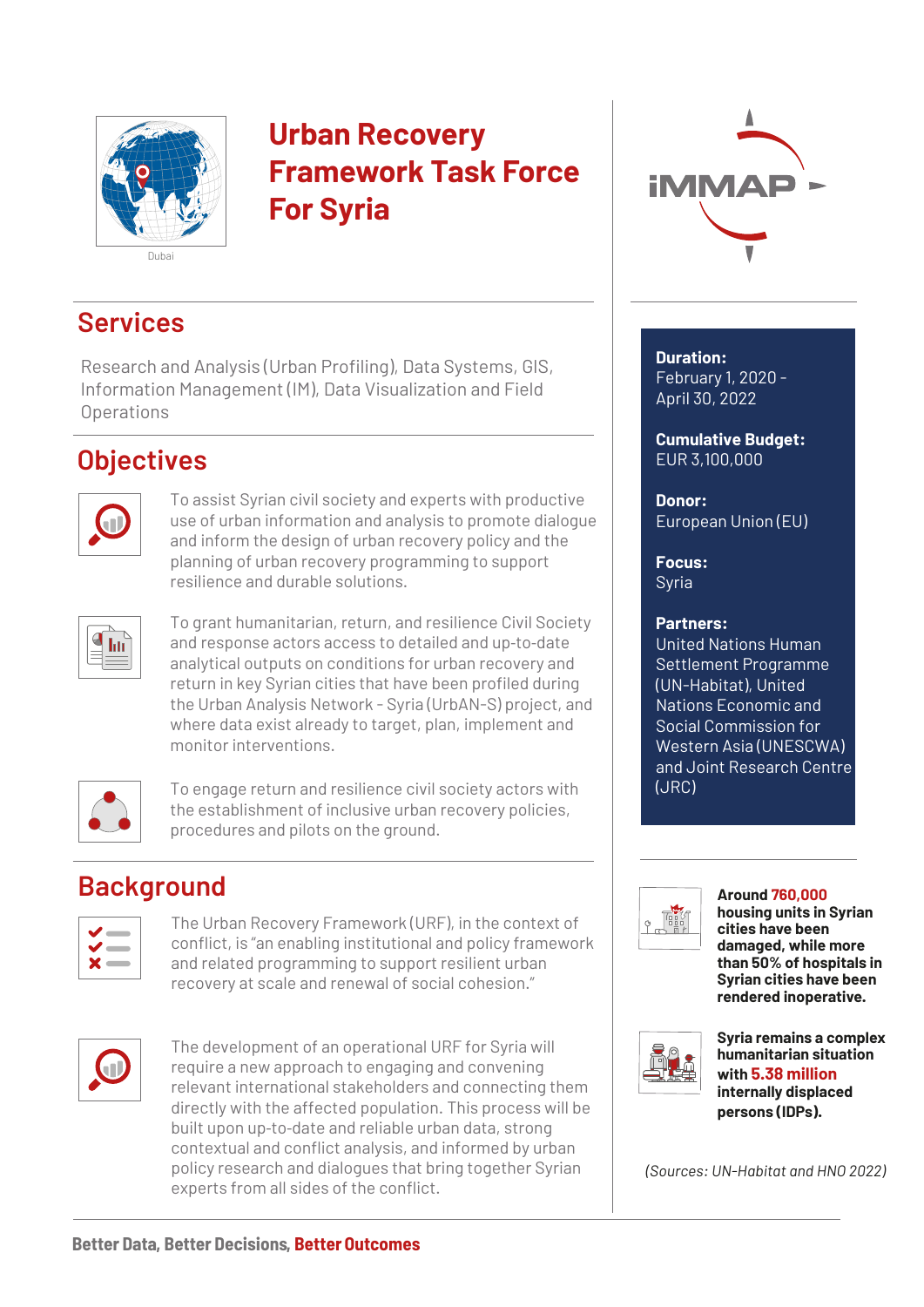Dubai

# Urban Recovery Framework Task Force For Syria

iMMAP

## Services

Research and Analysis (Urban Profiling), Data Systems, GIS, Information Management (IM), Data Visualization and Field Operations

## Objectives

To assist Syrian civil society and experts with productive use of urban information and analysis to promote dialogue and inform the design of urban recovery policy and the planning of urban recovery programming to support resilience and durable solutions.

To grant humanitarian, return, and resilience Civil Society and response actors access to detailed and up-to-date analytical outputs on conditions for urban recovery and return in key Syrian cities that have been profiled during the Urban Analysis Network - Syria (UrbAN-S) project, and where data exist already to target, plan, implement and monitor interventions.

To engage return and resilience civil society actors with the establishment of inclusive urban recovery policies, procedures and pilots on the ground.

## Background

The Urban Recovery Framework (URF), in the context of conflict, is "an enabling institutional and policy framework and related programming to support resilient urban recovery at scale and renewal of social cohesion."

The development of an operational URF for Syria will require a new approach to engaging and convening relevant international stakeholders and connecting them directly with the affected population. This process will be built upon up-to-date and reliable urban data, strong contextual and conflict analysis, and informed by urban policy research and dialogues that bring together Syrian experts from all sides of the conflict.

**Duration:**
February 1, 2020 - April 30, 2022

**Cumulative Budget:**
EUR 3,100,000

**Donor:**
European Union (EU)

**Focus:**
Syria

**Partners:**
United Nations Human Settlement Programme (UN-Habitat), United Nations Economic and Social Commission for Western Asia (UNESCWA) and Joint Research Centre (JRC)

**Around 760,000 housing units in Syrian cities have been damaged, while more than 50% of hospitals in Syrian cities have been rendered inoperative.**

**Syria remains a complex humanitarian situation with 5.38 million internally displaced persons (IDPs).**

*(Sources: UN-Habitat and HNO 2022)*

**Better Data, Better Decisions, Better Outcomes**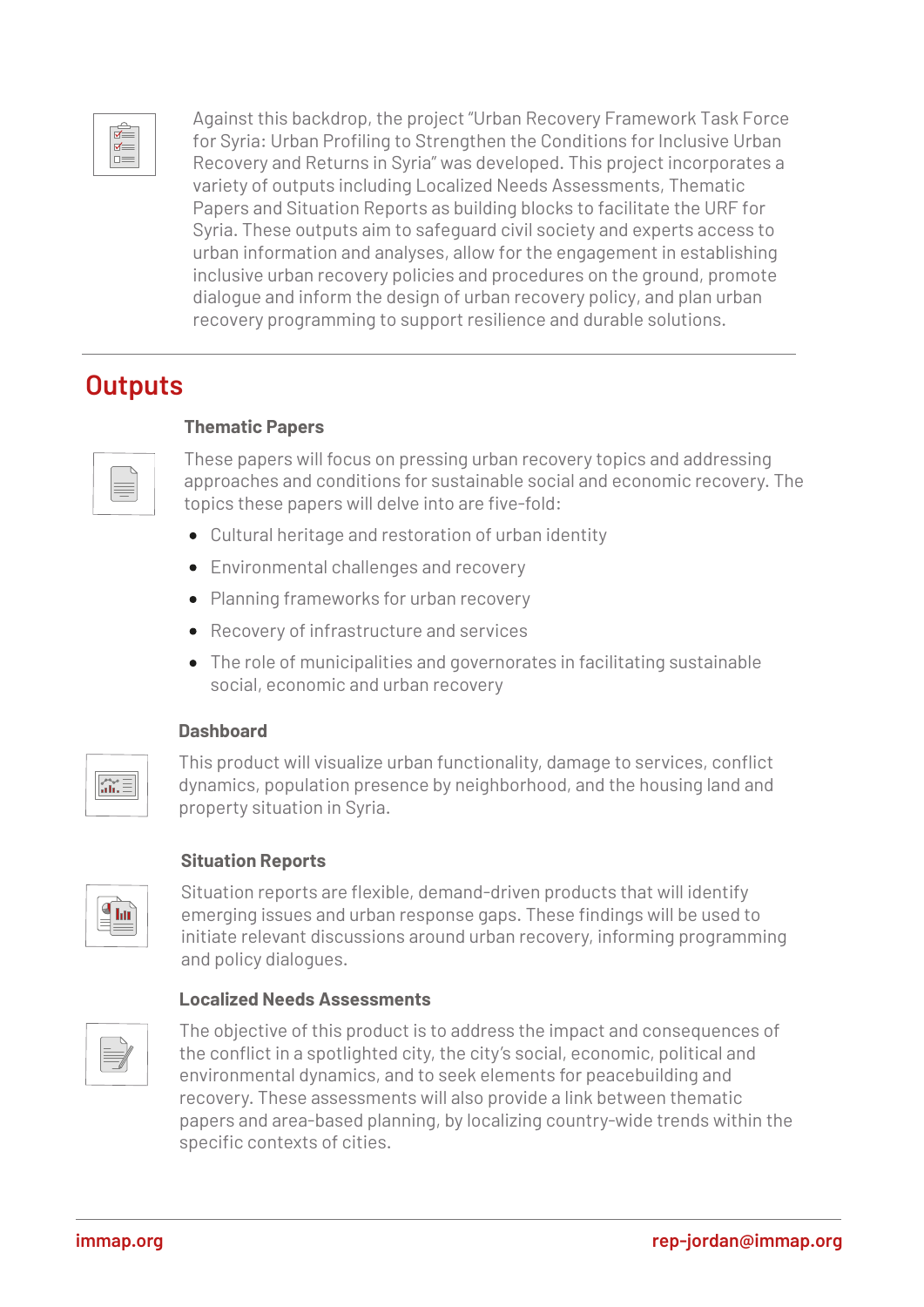Against this backdrop, the project "Urban Recovery Framework Task Force for Syria: Urban Profiling to Strengthen the Conditions for Inclusive Urban Recovery and Returns in Syria" was developed. This project incorporates a variety of outputs including Localized Needs Assessments, Thematic Papers and Situation Reports as building blocks to facilitate the URF for Syria. These outputs aim to safeguard civil society and experts access to urban information and analyses, allow for the engagement in establishing inclusive urban recovery policies and procedures on the ground, promote dialogue and inform the design of urban recovery policy, and plan urban recovery programming to support resilience and durable solutions.

## Outputs

### Thematic Papers

These papers will focus on pressing urban recovery topics and addressing approaches and conditions for sustainable social and economic recovery. The topics these papers will delve into are five-fold:

- Cultural heritage and restoration of urban identity
- Environmental challenges and recovery
- Planning frameworks for urban recovery
- Recovery of infrastructure and services
- The role of municipalities and governorates in facilitating sustainable social, economic and urban recovery

### Dashboard

This product will visualize urban functionality, damage to services, conflict dynamics, population presence by neighborhood, and the housing land and property situation in Syria.

### Situation Reports

Situation reports are flexible, demand-driven products that will identify emerging issues and urban response gaps. These findings will be used to initiate relevant discussions around urban recovery, informing programming and policy dialogues.

### Localized Needs Assessments

The objective of this product is to address the impact and consequences of the conflict in a spotlighted city, the city's social, economic, political and environmental dynamics, and to seek elements for peacebuilding and recovery. These assessments will also provide a link between thematic papers and area-based planning, by localizing country-wide trends within the specific contexts of cities.

immap.org

rep-jordan@immap.org